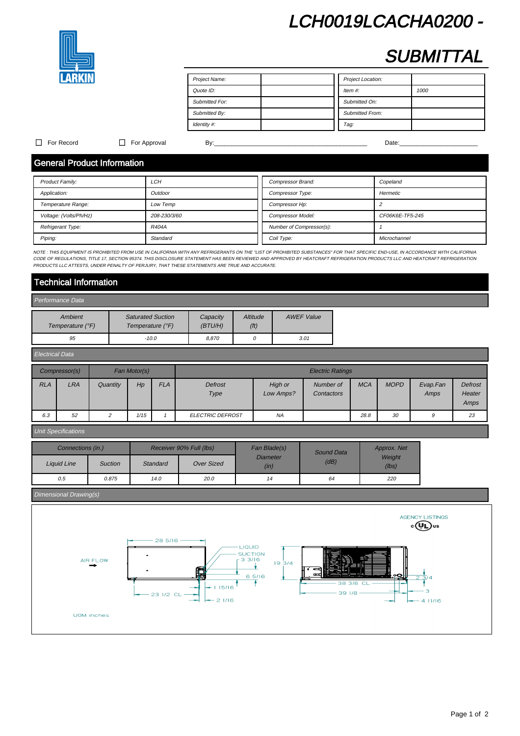# LCH0019LCACHA0200 - SUBMITTAL

LARKIN

| | | | |
|---|---|---|---|
| Project Name: | | Project Location: | |
| Quote ID: | | Item #: | 1000 |
| Submitted For: | | Submitted On: | |
| Submitted By: | | Submitted From: | |
| Identity #: | | Tag: | |

☐ For Record ☐ For Approval By:___________________________ Date:_______________

## General Product Information

| | | | |
|---|---|---|---|
| Product Family: | LCH | Compressor Brand: | Copeland |
| Application: | Outdoor | Compressor Type: | Hermetic |
| Temperature Range: | Low Temp | Compressor Hp: | 2 |
| Voltage: (Volts/Ph/Hz) | 208-230/3/60 | Compressor Model: | CF06K6E-TF5-245 |
| Refrigerant Type: | R404A | Number of Compressor(s): | 1 |
| Piping: | Standard | Coil Type: | Microchannel |

*NOTE : THIS EQUIPMENT IS PROHIBITED FROM USE IN CALIFORNIA WITH ANY REFRIGERANTS ON THE "LIST OF PROHIBITED SUBSTANCES" FOR THAT SPECIFIC END-USE, IN ACCORDANCE WITH CALIFORNIA CODE OF REGULATIONS, TITLE 17, SECTION 95374. THIS DISCLOSURE STATEMENT HAS BEEN REVIEWED AND APPROVED BY HEATCRAFT REFRIGERATION PRODUCTS LLC AND HEATCRAFT REFRIGERATION PRODUCTS LLC ATTESTS, UNDER PENALTY OF PERJURY, THAT THESE STATEMENTS ARE TRUE AND ACCURATE.*

## Technical Information

### Performance Data

| Ambient Temperature (°F) | Saturated Suction Temperature (°F) | Capacity (BTU/H) | Altitude (ft) | AWEF Value |
|---|---|---|---|---|
| 95 | -10.0 | 8,870 | 0 | 3.01 |

### Electrical Data

| Compressor(s) | | Fan Motor(s) | | | Electric Ratings | | | | | | |
|---|---|---|---|---|---|---|---|---|---|---|---|
| RLA | LRA | Quantity | Hp | FLA | Defrost Type | High or Low Amps? | Number of Contactors | MCA | MOPD | Evap.Fan Amps | Defrost Heater Amps |
| 6.3 | 52 | 2 | 1/15 | 1 | ELECTRIC DEFROST | NA | | 28.8 | 30 | 9 | 23 |

### Unit Specifications

| Connections (in.) | | Receiver 90% Full (lbs) | | Fan Blade(s) Diameter (in) | Sound Data (dB) | Approx. Net Weight (lbs) |
|---|---|---|---|---|---|---|
| Liquid Line | Suction | Standard | Over Sized | | | |
| 0.5 | 0.875 | 14.0 | 20.0 | 14 | 64 | 220 |

### Dimensional Drawing(s)

AGENCY LISTINGS
c UL us

AIR FLOW
28 5/16
LIQUID
SUCTION
3 3/16
19 3/4
6 5/16
1 15/16
23 1/2 CL
2 1/16
38 3/8 CL
39 1/8
2 3/4
3
4 11/16

UOM: inches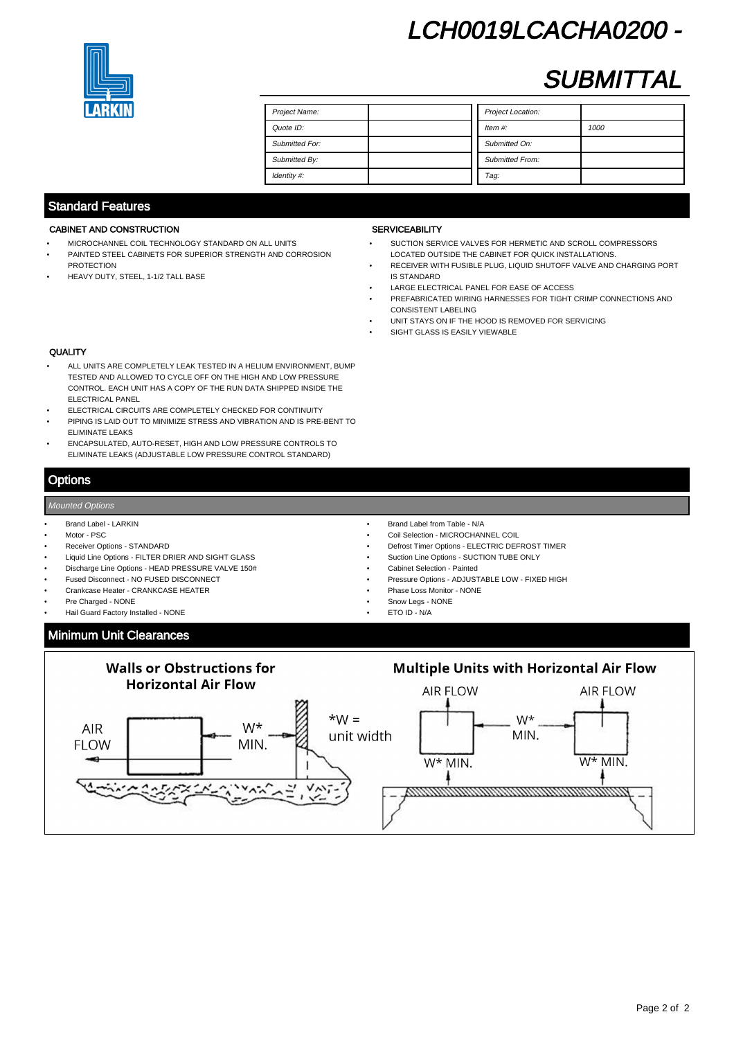# LCH0019LCACHA0200 - SUBMITTAL

| | | | |
|---|---|---|---|
| *Project Name:* | | *Project Location:* | |
| *Quote ID:* | | *Item #:* | *1000* |
| *Submitted For:* | | *Submitted On:* | |
| *Submitted By:* | | *Submitted From:* | |
| *Identity #:* | | *Tag:* | |

## Standard Features

### CABINET AND CONSTRUCTION

- MICROCHANNEL COIL TECHNOLOGY STANDARD ON ALL UNITS
- PAINTED STEEL CABINETS FOR SUPERIOR STRENGTH AND CORROSION PROTECTION
- HEAVY DUTY, STEEL, 1-1/2 TALL BASE

### SERVICEABILITY

- SUCTION SERVICE VALVES FOR HERMETIC AND SCROLL COMPRESSORS LOCATED OUTSIDE THE CABINET FOR QUICK INSTALLATIONS.
- RECEIVER WITH FUSIBLE PLUG, LIQUID SHUTOFF VALVE AND CHARGING PORT IS STANDARD
- LARGE ELECTRICAL PANEL FOR EASE OF ACCESS
- PREFABRICATED WIRING HARNESSES FOR TIGHT CRIMP CONNECTIONS AND CONSISTENT LABELING
- UNIT STAYS ON IF THE HOOD IS REMOVED FOR SERVICING
- SIGHT GLASS IS EASILY VIEWABLE

### QUALITY

- ALL UNITS ARE COMPLETELY LEAK TESTED IN A HELIUM ENVIRONMENT, BUMP TESTED AND ALLOWED TO CYCLE OFF ON THE HIGH AND LOW PRESSURE CONTROL. EACH UNIT HAS A COPY OF THE RUN DATA SHIPPED INSIDE THE ELECTRICAL PANEL
- ELECTRICAL CIRCUITS ARE COMPLETELY CHECKED FOR CONTINUITY
- PIPING IS LAID OUT TO MINIMIZE STRESS AND VIBRATION AND IS PRE-BENT TO ELIMINATE LEAKS
- ENCAPSULATED, AUTO-RESET, HIGH AND LOW PRESSURE CONTROLS TO ELIMINATE LEAKS (ADJUSTABLE LOW PRESSURE CONTROL STANDARD)

## Options

### *Mounted Options*

- Brand Label - LARKIN
- Motor - PSC
- Receiver Options - STANDARD
- Liquid Line Options - FILTER DRIER AND SIGHT GLASS
- Discharge Line Options - HEAD PRESSURE VALVE 150#
- Fused Disconnect - NO FUSED DISCONNECT
- Crankcase Heater - CRANKCASE HEATER
- Pre Charged - NONE
- Hail Guard Factory Installed - NONE
- Brand Label from Table - N/A
- Coil Selection - MICROCHANNEL COIL
- Defrost Timer Options - ELECTRIC DEFROST TIMER
- Suction Line Options - SUCTION TUBE ONLY
- Cabinet Selection - Painted
- Pressure Options - ADJUSTABLE LOW - FIXED HIGH
- Phase Loss Monitor - NONE
- Snow Legs - NONE
- ETO ID - N/A

## Minimum Unit Clearances

**Walls or Obstructions for Horizontal Air Flow**

AIR FLOW

W* MIN.

*W = unit width

**Multiple Units with Horizontal Air Flow**

AIR FLOW

AIR FLOW

W* MIN.

W* MIN.

W* MIN.